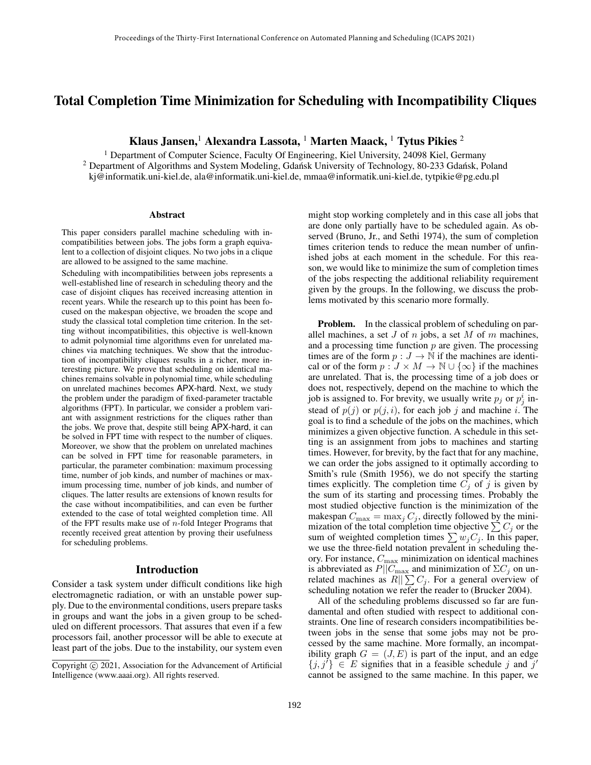# Total Completion Time Minimization for Scheduling with Incompatibility Cliques

**Klaus Jansen,[1] Alexandra Lassota, [1] Marten Maack, [1] Tytus Pikies [2]**

[1] Department of Computer Science, Faculty Of Engineering, Kiel University, 24098 Kiel, Germany
[2] Department of Algorithms and System Modeling, Gdańsk University of Technology, 80-233 Gdańsk, Poland
kj@informatik.uni-kiel.de, ala@informatik.uni-kiel.de, mmaa@informatik.uni-kiel.de, tytpikie@pg.edu.pl

## Abstract

This paper considers parallel machine scheduling with incompatibilities between jobs. The jobs form a graph equivalent to a collection of disjoint cliques. No two jobs in a clique are allowed to be assigned to the same machine.

Scheduling with incompatibilities between jobs represents a well-established line of research in scheduling theory and the case of disjoint cliques has received increasing attention in recent years. While the research up to this point has been focused on the makespan objective, we broaden the scope and study the classical total completion time criterion. In the setting without incompatibilities, this objective is well-known to admit polynomial time algorithms even for unrelated machines via matching techniques. We show that the introduction of incompatibility cliques results in a richer, more interesting picture. We prove that scheduling on identical machines remains solvable in polynomial time, while scheduling on unrelated machines becomes APX-hard. Next, we study the problem under the paradigm of fixed-parameter tractable algorithms (FPT). In particular, we consider a problem variant with assignment restrictions for the cliques rather than the jobs. We prove that, despite still being APX-hard, it can be solved in FPT time with respect to the number of cliques. Moreover, we show that the problem on unrelated machines can be solved in FPT time for reasonable parameters, in particular, the parameter combination: maximum processing time, number of job kinds, and number of machines or maximum processing time, number of job kinds, and number of cliques. The latter results are extensions of known results for the case without incompatibilities, and can even be further extended to the case of total weighted completion time. All of the FPT results make use of $n$-fold Integer Programs that recently received great attention by proving their usefulness for scheduling problems.

## Introduction

Consider a task system under difficult conditions like high electromagnetic radiation, or with an unstable power supply. Due to the environmental conditions, users prepare tasks in groups and want the jobs in a given group to be scheduled on different processors. That assures that even if a few processors fail, another processor will be able to execute at least part of the jobs. Due to the instability, our system even might stop working completely and in this case all jobs that are done only partially have to be scheduled again. As observed (Bruno, Jr., and Sethi 1974), the sum of completion times criterion tends to reduce the mean number of unfinished jobs at each moment in the schedule. For this reason, we would like to minimize the sum of completion times of the jobs respecting the additional reliability requirement given by the groups. In the following, we discuss the problems motivated by this scenario more formally.

**Problem.** In the classical problem of scheduling on parallel machines, a set $J$ of $n$ jobs, a set $M$ of $m$ machines, and a processing time function $p$ are given. The processing times are of the form $p : J \to \mathbb{N}$ if the machines are identical or of the form $p : J \times M \to \mathbb{N} \cup \{\infty\}$ if the machines are unrelated. That is, the processing time of a job does or does not, respectively, depend on the machine to which the job is assigned to. For brevity, we usually write $p_j$ or $p_j^i$ instead of $p(j)$ or $p(j,i)$, for each job $j$ and machine $i$. The goal is to find a schedule of the jobs on the machines, which minimizes a given objective function. A schedule in this setting is an assignment from jobs to machines and starting times. However, for brevity, by the fact that for any machine, we can order the jobs assigned to it optimally according to Smith's rule (Smith 1956), we do not specify the starting times explicitly. The completion time $C_j$ of $j$ is given by the sum of its starting and processing times. Probably the most studied objective function is the minimization of the makespan $C_{\max} = \max_j C_j$, directly followed by the minimization of the total completion time objective $\sum C_j$ or the sum of weighted completion times $\sum w_j C_j$. In this paper, we use the three-field notation prevalent in scheduling theory. For instance, $C_{\max}$ minimization on identical machines is abbreviated as $P||C_{\max}$ and minimization of $\Sigma C_j$ on unrelated machines as $R||\sum C_j$. For a general overview of scheduling notation we refer the reader to (Brucker 2004).

All of the scheduling problems discussed so far are fundamental and often studied with respect to additional constraints. One line of research considers incompatibilities between jobs in the sense that some jobs may not be processed by the same machine. More formally, an incompatibility graph $G = (J, E)$ is part of the input, and an edge $\{j, j'\} \in E$ signifies that in a feasible schedule $j$ and $j'$ cannot be assigned to the same machine. In this paper, we

Copyright © 2021, Association for the Advancement of Artificial Intelligence (www.aaai.org). All rights reserved.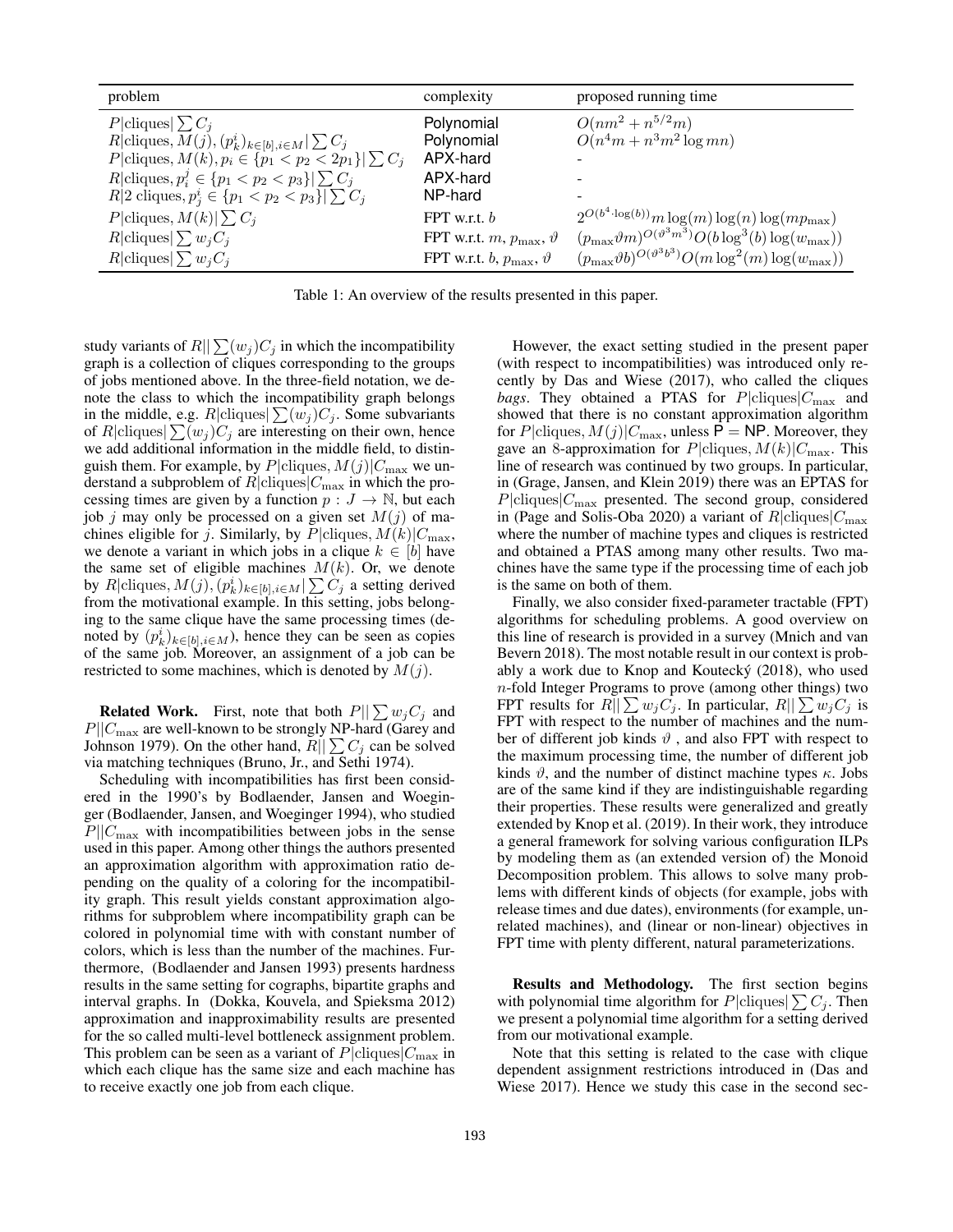| problem | complexity | proposed running time |
|---|---|---|
| $P\|\text{cliques}\|\sum C_j$ | Polynomial | $O(nm^2 + n^{5/2}m)$ |
| $R\|\text{cliques}, M(j), (p^i_k)_{k\in[b], i\in M}\|\sum C_j$ | Polynomial | $O(n^4 m + n^3 m^2 \log mn)$ |
| $P\|\text{cliques}, M(k), p_i \in \{p_1 < p_2 < 2p_1\}\|\sum C_j$ | APX-hard | - |
| $R\|\text{cliques}, p^j_i \in \{p_1 < p_2 < p_3\}\|\sum C_j$ | APX-hard | - |
| $R\|2 \text{ cliques}, p^i_j \in \{p_1 < p_2 < p_3\}\|\sum C_j$ | NP-hard | - |
| $P\|\text{cliques}, M(k)\|\sum C_j$ | FPT w.r.t. $b$ | $2^{O(b^4 \cdot \log(b))} m \log(m) \log(n) \log(mp_{\max})$ |
| $R\|\text{cliques}\|\sum w_j C_j$ | FPT w.r.t. $m$, $p_{\max}$, $\vartheta$ | $(p_{\max}\vartheta m)^{O(\vartheta^3 m^3)} O(b \log^3(b) \log(w_{\max}))$ |
| $R\|\text{cliques}\|\sum w_j C_j$ | FPT w.r.t. $b$, $p_{\max}$, $\vartheta$ | $(p_{\max}\vartheta b)^{O(\vartheta^3 b^3)} O(m \log^2(m) \log(w_{\max}))$ |

Table 1: An overview of the results presented in this paper.

study variants of $R||\sum(w_j)C_j$ in which the incompatibility graph is a collection of cliques corresponding to the groups of jobs mentioned above. In the three-field notation, we denote the class to which the incompatibility graph belongs in the middle, e.g. $R|\text{cliques}|\sum(w_j)C_j$. Some subvariants of $R|\text{cliques}|\sum(w_j)C_j$ are interesting on their own, hence we add additional information in the middle field, to distinguish them. For example, by $P|\text{cliques}, M(j)|C_{\max}$ we understand a subproblem of $R|\text{cliques}|C_{\max}$ in which the processing times are given by a function $p : J \to \mathbb{N}$, but each job $j$ may only be processed on a given set $M(j)$ of machines eligible for $j$. Similarly, by $P|\text{cliques}, M(k)|C_{\max}$, we denote a variant in which jobs in a clique $k \in [b]$ have the same set of eligible machines $M(k)$. Or, we denote by $R|\text{cliques}, M(j), (p^i_k)_{k\in[b], i\in M}|\sum C_j$ a setting derived from the motivational example. In this setting, jobs belonging to the same clique have the same processing times (denoted by $(p^i_k)_{k\in[b], i\in M}$), hence they can be seen as copies of the same job. Moreover, an assignment of a job can be restricted to some machines, which is denoted by $M(j)$.

**Related Work.** First, note that both $P||\sum w_j C_j$ and $P||C_{\max}$ are well-known to be strongly NP-hard (Garey and Johnson 1979). On the other hand, $R||\sum C_j$ can be solved via matching techniques (Bruno, Jr., and Sethi 1974).

Scheduling with incompatibilities has first been considered in the 1990's by Bodlaender, Jansen and Woeginger (Bodlaender, Jansen, and Woeginger 1994), who studied $P||C_{\max}$ with incompatibilities between jobs in the sense used in this paper. Among other things the authors presented an approximation algorithm with approximation ratio depending on the quality of a coloring for the incompatibility graph. This result yields constant approximation algorithms for subproblem where incompatibility graph can be colored in polynomial time with with constant number of colors, which is less than the number of the machines. Furthermore, (Bodlaender and Jansen 1993) presents hardness results in the same setting for cographs, bipartite graphs and interval graphs. In (Dokka, Kouvela, and Spieksma 2012) approximation and inapproximability results are presented for the so called multi-level bottleneck assignment problem. This problem can be seen as a variant of $P|\text{cliques}|C_{\max}$ in which each clique has the same size and each machine has to receive exactly one job from each clique.

However, the exact setting studied in the present paper (with respect to incompatibilities) was introduced only recently by Das and Wiese (2017), who called the cliques *bags*. They obtained a PTAS for $P|\text{cliques}|C_{\max}$ and showed that there is no constant approximation algorithm for $P|\text{cliques}, M(j)|C_{\max}$, unless $\mathsf{P} = \mathsf{NP}$. Moreover, they gave an 8-approximation for $P|\text{cliques}, M(k)|C_{\max}$. This line of research was continued by two groups. In particular, in (Grage, Jansen, and Klein 2019) there was an EPTAS for $P|\text{cliques}|C_{\max}$ presented. The second group, considered in (Page and Solis-Oba 2020) a variant of $R|\text{cliques}|C_{\max}$ where the number of machine types and cliques is restricted and obtained a PTAS among many other results. Two machines have the same type if the processing time of each job is the same on both of them.

Finally, we also consider fixed-parameter tractable (FPT) algorithms for scheduling problems. A good overview on this line of research is provided in a survey (Mnich and van Bevern 2018). The most notable result in our context is probably a work due to Knop and Koutecký (2018), who used $n$-fold Integer Programs to prove (among other things) two FPT results for $R||\sum w_j C_j$. In particular, $R||\sum w_j C_j$ is FPT with respect to the number of machines and the number of different job kinds $\vartheta$ , and also FPT with respect to the maximum processing time, the number of different job kinds $\vartheta$, and the number of distinct machine types $\kappa$. Jobs are of the same kind if they are indistinguishable regarding their properties. These results were generalized and greatly extended by Knop et al. (2019). In their work, they introduce a general framework for solving various configuration ILPs by modeling them as (an extended version of) the Monoid Decomposition problem. This allows to solve many problems with different kinds of objects (for example, jobs with release times and due dates), environments (for example, unrelated machines), and (linear or non-linear) objectives in FPT time with plenty different, natural parameterizations.

**Results and Methodology.** The first section begins with polynomial time algorithm for $P|\text{cliques}|\sum C_j$. Then we present a polynomial time algorithm for a setting derived from our motivational example.

Note that this setting is related to the case with clique dependent assignment restrictions introduced in (Das and Wiese 2017). Hence we study this case in the second sec-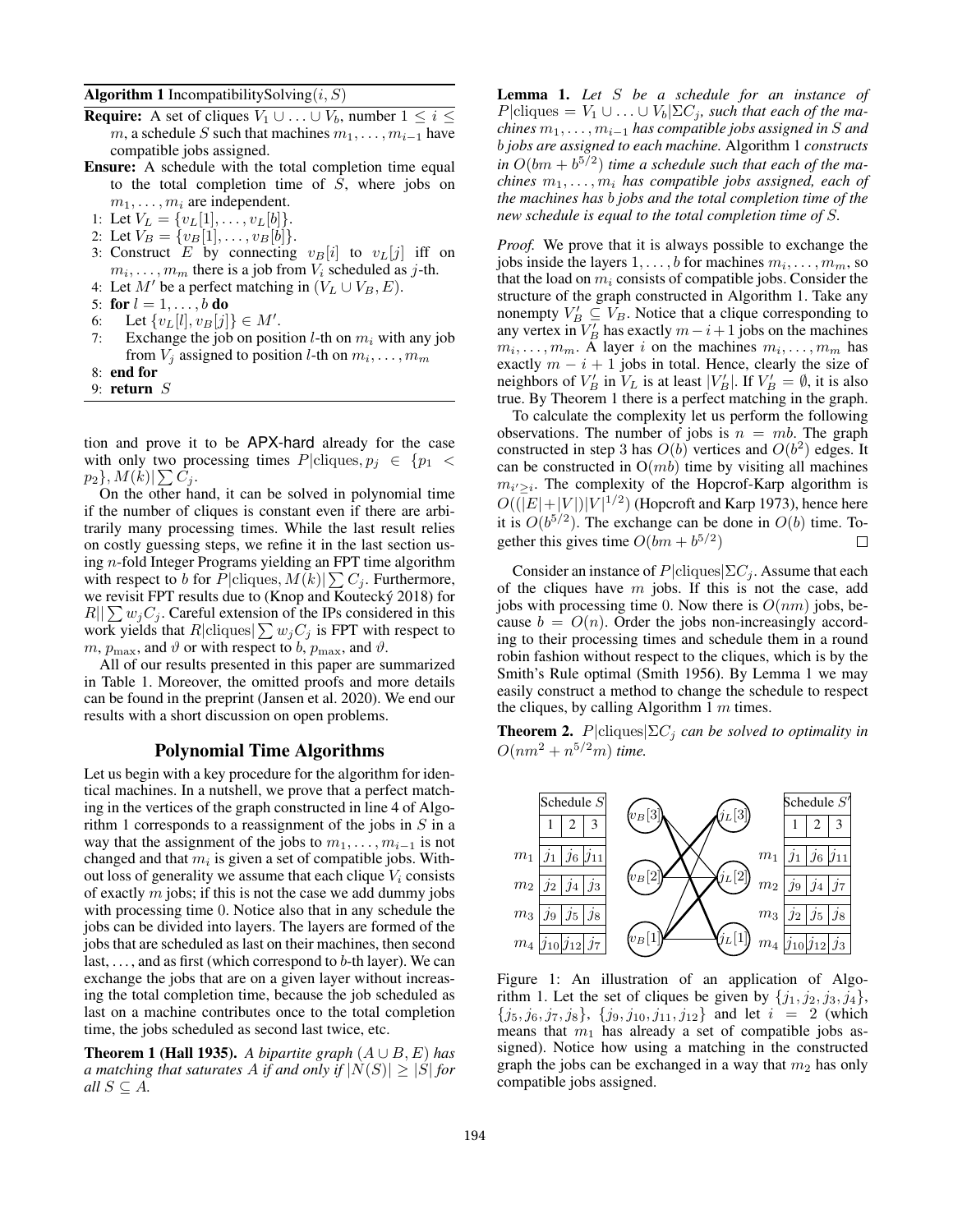**Algorithm 1** IncompatibilitySolving$(i, S)$

**Require:** A set of cliques $V_1 \cup \ldots \cup V_b$, number $1 \leq i \leq m$, a schedule $S$ such that machines $m_1, \ldots, m_{i-1}$ have compatible jobs assigned.

**Ensure:** A schedule with the total completion time equal to the total completion time of $S$, where jobs on $m_1, \ldots, m_i$ are independent.

1: Let $V_L = \{v_L[1], \ldots, v_L[b]\}$.
2: Let $V_B = \{v_B[1], \ldots, v_B[b]\}$.
3: Construct $E$ by connecting $v_B[i]$ to $v_L[j]$ iff on $m_i, \ldots, m_m$ there is a job from $V_i$ scheduled as $j$-th.
4: Let $M'$ be a perfect matching in $(V_L \cup V_B, E)$.
5: **for** $l = 1, \ldots, b$ **do**
6: Let $\{v_L[l], v_B[j]\} \in M'$.
7: Exchange the job on position $l$-th on $m_i$ with any job from $V_j$ assigned to position $l$-th on $m_i, \ldots, m_m$
8: **end for**
9: **return** $S$

tion and prove it to be APX-hard already for the case with only two processing times $P|\text{cliques}, p_j \in \{p_1 < p_2\}, M(k)|\sum C_j$.

On the other hand, it can be solved in polynomial time if the number of cliques is constant even if there are arbitrarily many processing times. While the last result relies on costly guessing steps, we refine it in the last section using $n$-fold Integer Programs yielding an FPT time algorithm with respect to $b$ for $P|\text{cliques}, M(k)|\sum C_j$. Furthermore, we revisit FPT results due to (Knop and Koutecký 2018) for $R||\sum w_j C_j$. Careful extension of the IPs considered in this work yields that $R|\text{cliques}|\sum w_j C_j$ is FPT with respect to $m$, $p_{\max}$, and $\vartheta$ or with respect to $b$, $p_{\max}$, and $\vartheta$.

All of our results presented in this paper are summarized in Table 1. Moreover, the omitted proofs and more details can be found in the preprint (Jansen et al. 2020). We end our results with a short discussion on open problems.

## Polynomial Time Algorithms

Let us begin with a key procedure for the algorithm for identical machines. In a nutshell, we prove that a perfect matching in the vertices of the graph constructed in line 4 of Algorithm 1 corresponds to a reassignment of the jobs in $S$ in a way that the assignment of the jobs to $m_1, \ldots, m_{i-1}$ is not changed and that $m_i$ is given a set of compatible jobs. Without loss of generality we assume that each clique $V_i$ consists of exactly $m$ jobs; if this is not the case we add dummy jobs with processing time 0. Notice also that in any schedule the jobs can be divided into layers. The layers are formed of the jobs that are scheduled as last on their machines, then second last, ..., and as first (which correspond to $b$-th layer). We can exchange the jobs that are on a given layer without increasing the total completion time, because the job scheduled as last on a machine contributes once to the total completion time, the jobs scheduled as second last twice, etc.

**Theorem 1 (Hall 1935).** *A bipartite graph $(A \cup B, E)$ has a matching that saturates $A$ if and only if $|N(S)| \geq |S|$ for all $S \subseteq A$.*

**Lemma 1.** *Let $S$ be a schedule for an instance of $P|\text{cliques} = V_1 \cup \ldots \cup V_b|\Sigma C_j$, such that each of the machines $m_1, \ldots, m_{i-1}$ has compatible jobs assigned in $S$ and $b$ jobs are assigned to each machine.* Algorithm 1 *constructs in $O(bm + b^{5/2})$ time a schedule such that each of the machines $m_1, \ldots, m_i$ has compatible jobs assigned, each of the machines has $b$ jobs and the total completion time of the new schedule is equal to the total completion time of $S$.*

*Proof.* We prove that it is always possible to exchange the jobs inside the layers $1, \ldots, b$ for machines $m_i, \ldots, m_m$, so that the load on $m_i$ consists of compatible jobs. Consider the structure of the graph constructed in Algorithm 1. Take any nonempty $V'_B \subseteq V_B$. Notice that a clique corresponding to any vertex in $V'_B$ has exactly $m-i+1$ jobs on the machines $m_i, \ldots, m_m$. A layer $i$ on the machines $m_i, \ldots, m_m$ has exactly $m-i+1$ jobs in total. Hence, clearly the size of neighbors of $V'_B$ in $V_L$ is at least $|V'_B|$. If $V'_B = \emptyset$, it is also true. By Theorem 1 there is a perfect matching in the graph.

To calculate the complexity let us perform the following observations. The number of jobs is $n = mb$. The graph constructed in step 3 has $O(b)$ vertices and $O(b^2)$ edges. It can be constructed in $O(mb)$ time by visiting all machines $m_{i' \geq i}$. The complexity of the Hopcrof-Karp algorithm is $O((|E|+|V|)|V|^{1/2})$ (Hopcroft and Karp 1973), hence here it is $O(b^{5/2})$. The exchange can be done in $O(b)$ time. Together this gives time $O(bm + b^{5/2})$ ∎

Consider an instance of $P|\text{cliques}|\Sigma C_j$. Assume that each of the cliques have $m$ jobs. If this is not the case, add jobs with processing time 0. Now there is $O(nm)$ jobs, because $b = O(n)$. Order the jobs non-increasingly according to their processing times and schedule them in a round robin fashion without respect to the cliques, which is by the Smith's Rule optimal (Smith 1956). By Lemma 1 we may easily construct a method to change the schedule to respect the cliques, by calling Algorithm 1 $m$ times.

**Theorem 2.** *$P|\text{cliques}|\Sigma C_j$ can be solved to optimality in $O(nm^2 + n^{5/2}m)$ time.*

| Schedule $S$ | 1 | 2 | 3 |
|---|---|---|---|
| $m_1$ | $j_1$ | $j_6$ | $j_{11}$ |
| $m_2$ | $j_2$ | $j_4$ | $j_3$ |
| $m_3$ | $j_9$ | $j_5$ | $j_8$ |
| $m_4$ | $j_{10}$ | $j_{12}$ | $j_7$ |

| Schedule $S'$ | 1 | 2 | 3 |
|---|---|---|---|
| $m_1$ | $j_1$ | $j_6$ | $j_{11}$ |
| $m_2$ | $j_9$ | $j_4$ | $j_7$ |
| $m_3$ | $j_2$ | $j_5$ | $j_8$ |
| $m_4$ | $j_{10}$ | $j_{12}$ | $j_3$ |

Figure 1: An illustration of an application of Algorithm 1. Let the set of cliques be given by $\{j_1, j_2, j_3, j_4\}$, $\{j_5, j_6, j_7, j_8\}$, $\{j_9, j_{10}, j_{11}, j_{12}\}$ and let $i = 2$ (which means that $m_1$ has already a set of compatible jobs assigned). Notice how using a matching in the constructed graph the jobs can be exchanged in a way that $m_2$ has only compatible jobs assigned.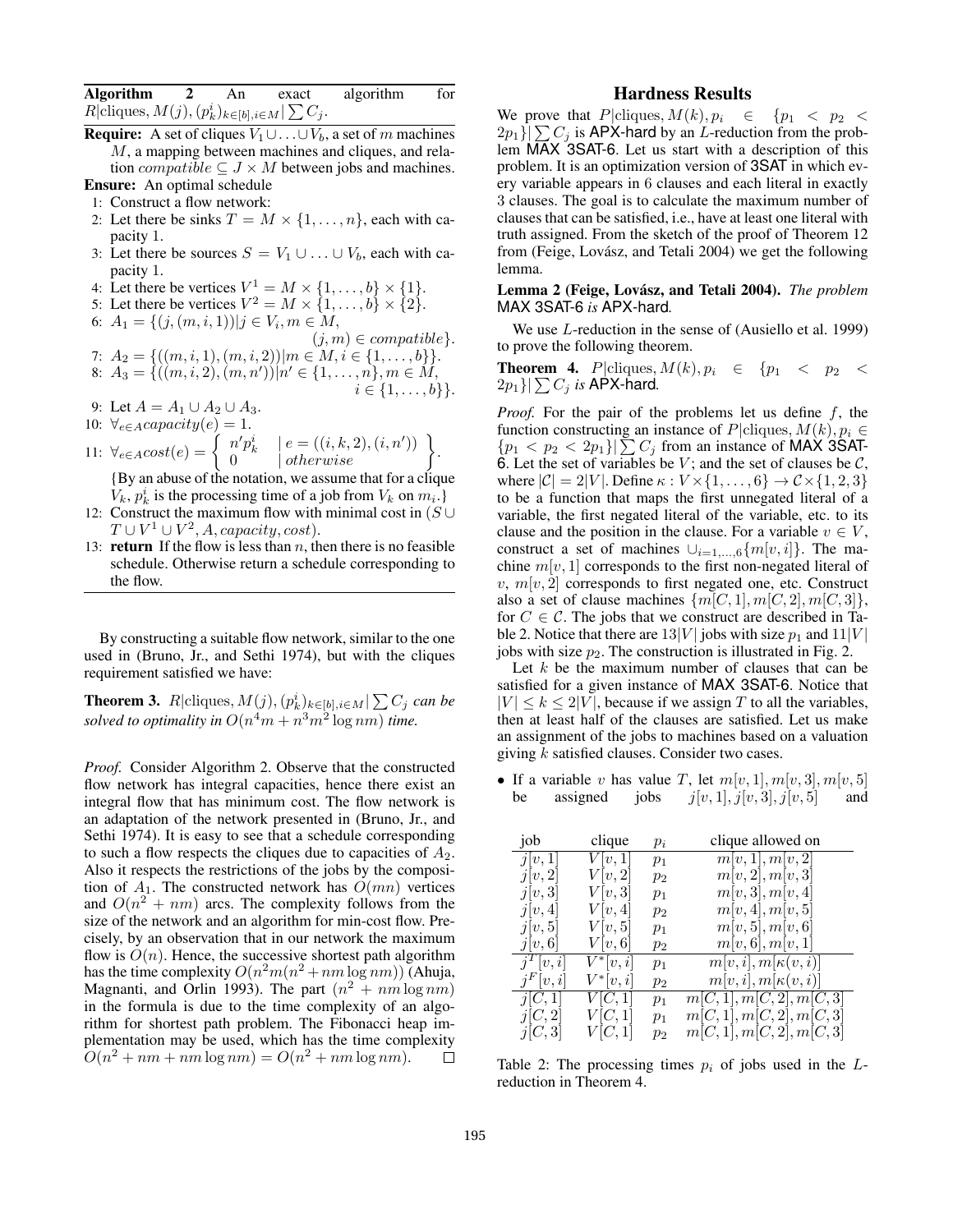**Algorithm 2** An exact algorithm for $R|\text{cliques}, M(j), (p_k^i)_{k\in[b],i\in M}|\sum C_j$.

**Require:** A set of cliques $V_1 \cup \ldots \cup V_b$, a set of $m$ machines $M$, a mapping between machines and cliques, and relation $compatible \subseteq J \times M$ between jobs and machines.

**Ensure:** An optimal schedule

1: Construct a flow network:
2: Let there be sinks $T = M \times \{1, \ldots, n\}$, each with capacity 1.
3: Let there be sources $S = V_1 \cup \ldots \cup V_b$, each with capacity 1.
4: Let there be vertices $V^1 = M \times \{1, \ldots, b\} \times \{1\}$.
5: Let there be vertices $V^2 = M \times \{1, \ldots, b\} \times \{2\}$.
6: $A_1 = \{(j, (m, i, 1)) | j \in V_i, m \in M, (j, m) \in compatible\}$.
7: $A_2 = \{((m, i, 1), (m, i, 2)) | m \in M, i \in \{1, \ldots, b\}\}$.
8: $A_3 = \{((m, i, 2), (m, n')) | n' \in \{1, \ldots, n\}, m \in M, i \in \{1, \ldots, b\}\}$.
9: Let $A = A_1 \cup A_2 \cup A_3$.
10: $\forall_{e \in A} capacity(e) = 1$.
11: $\forall_{e \in A} cost(e) = \left\{ \begin{array}{ll} n' p_k^i & | \; e = ((i, k, 2), (i, n')) \\ 0 & | \; otherwise \end{array} \right\}$.
{By an abuse of the notation, we assume that for a clique $V_k$, $p_k^i$ is the processing time of a job from $V_k$ on $m_i$.}
12: Construct the maximum flow with minimal cost in $(S \cup T \cup V^1 \cup V^2, A, capacity, cost)$.
13: **return** If the flow is less than $n$, then there is no feasible schedule. Otherwise return a schedule corresponding to the flow.

By constructing a suitable flow network, similar to the one used in (Bruno, Jr., and Sethi 1974), but with the cliques requirement satisfied we have:

**Theorem 3.** *$R|\text{cliques}, M(j), (p_k^i)_{k\in[b],i\in M}|\sum C_j$ can be solved to optimality in $O(n^4 m + n^3 m^2 \log nm)$ time.*

*Proof.* Consider Algorithm 2. Observe that the constructed flow network has integral capacities, hence there exist an integral flow that has minimum cost. The flow network is an adaptation of the network presented in (Bruno, Jr., and Sethi 1974). It is easy to see that a schedule corresponding to such a flow respects the cliques due to capacities of $A_2$. Also it respects the restrictions of the jobs by the composition of $A_1$. The constructed network has $O(mn)$ vertices and $O(n^2 + nm)$ arcs. The complexity follows from the size of the network and an algorithm for min-cost flow. Precisely, by an observation that in our network the maximum flow is $O(n)$. Hence, the successive shortest path algorithm has the time complexity $O(n^2 m(n^2 + nm \log nm))$ (Ahuja, Magnanti, and Orlin 1993). The part $(n^2 + nm \log nm)$ in the formula is due to the time complexity of an algorithm for shortest path problem. The Fibonacci heap implementation may be used, which has the time complexity $O(n^2 + nm + nm \log nm) = O(n^2 + nm \log nm)$. $\square$

## Hardness Results

We prove that $P|\text{cliques}, M(k), p_i \in \{p_1 < p_2 < 2p_1\}|\sum C_j$ is APX-hard by an $L$-reduction from the problem MAX 3SAT-6. Let us start with a description of this problem. It is an optimization version of 3SAT in which every variable appears in 6 clauses and each literal in exactly 3 clauses. The goal is to calculate the maximum number of clauses that can be satisfied, i.e., have at least one literal with truth assigned. From the sketch of the proof of Theorem 12 from (Feige, Lovász, and Tetali 2004) we get the following lemma.

**Lemma 2 (Feige, Lovász, and Tetali 2004).** *The problem MAX 3SAT-6 is APX-hard.*

We use $L$-reduction in the sense of (Ausiello et al. 1999) to prove the following theorem.

**Theorem 4.** *$P|\text{cliques}, M(k), p_i \in \{p_1 < p_2 < 2p_1\}|\sum C_j$ is APX-hard.*

*Proof.* For the pair of the problems let us define $f$, the function constructing an instance of $P|\text{cliques}, M(k), p_i \in \{p_1 < p_2 < 2p_1\}|\sum C_j$ from an instance of MAX 3SAT-6. Let the set of variables be $V$; and the set of clauses be $\mathcal{C}$, where $|\mathcal{C}| = 2|V|$. Define $\kappa : V \times \{1, \ldots, 6\} \to \mathcal{C} \times \{1, 2, 3\}$ to be a function that maps the first unnegated literal of a variable, the first negated literal of the variable, etc. to its clause and the position in the clause. For a variable $v \in V$, construct a set of machines $\cup_{i=1,\ldots,6}\{m[v, i]\}$. The machine $m[v, 1]$ corresponds to the first non-negated literal of $v$, $m[v, 2]$ corresponds to first negated one, etc. Construct also a set of clause machines $\{m[C, 1], m[C, 2], m[C, 3]\}$, for $C \in \mathcal{C}$. The jobs that we construct are described in Table 2. Notice that there are $13|V|$ jobs with size $p_1$ and $11|V|$ jobs with size $p_2$. The construction is illustrated in Fig. 2.

Let $k$ be the maximum number of clauses that can be satisfied for a given instance of MAX 3SAT-6. Notice that $|V| \le k \le 2|V|$, because if we assign $T$ to all the variables, then at least half of the clauses are satisfied. Let us make an assignment of the jobs to machines based on a valuation giving $k$ satisfied clauses. Consider two cases.

- If a variable $v$ has value $T$, let $m[v, 1], m[v, 3], m[v, 5]$ be assigned jobs $j[v, 1], j[v, 3], j[v, 5]$ and

| job | clique | $p_i$ | clique allowed on |
|---|---|---|---|
| $j[v, 1]$ | $V[v, 1]$ | $p_1$ | $m[v, 1], m[v, 2]$ |
| $j[v, 2]$ | $V[v, 2]$ | $p_2$ | $m[v, 2], m[v, 3]$ |
| $j[v, 3]$ | $V[v, 3]$ | $p_1$ | $m[v, 3], m[v, 4]$ |
| $j[v, 4]$ | $V[v, 4]$ | $p_2$ | $m[v, 4], m[v, 5]$ |
| $j[v, 5]$ | $V[v, 5]$ | $p_1$ | $m[v, 5], m[v, 6]$ |
| $j[v, 6]$ | $V[v, 6]$ | $p_2$ | $m[v, 6], m[v, 1]$ |
| $j^T[v, i]$ | $V^*[v, i]$ | $p_1$ | $m[v, i], m[\kappa(v, i)]$ |
| $j^F[v, i]$ | $V^*[v, i]$ | $p_2$ | $m[v, i], m[\kappa(v, i)]$ |
| $j[C, 1]$ | $V[C, 1]$ | $p_1$ | $m[C, 1], m[C, 2], m[C, 3]$ |
| $j[C, 2]$ | $V[C, 1]$ | $p_1$ | $m[C, 1], m[C, 2], m[C, 3]$ |
| $j[C, 3]$ | $V[C, 1]$ | $p_2$ | $m[C, 1], m[C, 2], m[C, 3]$ |

Table 2: The processing times $p_i$ of jobs used in the $L$-reduction in Theorem 4.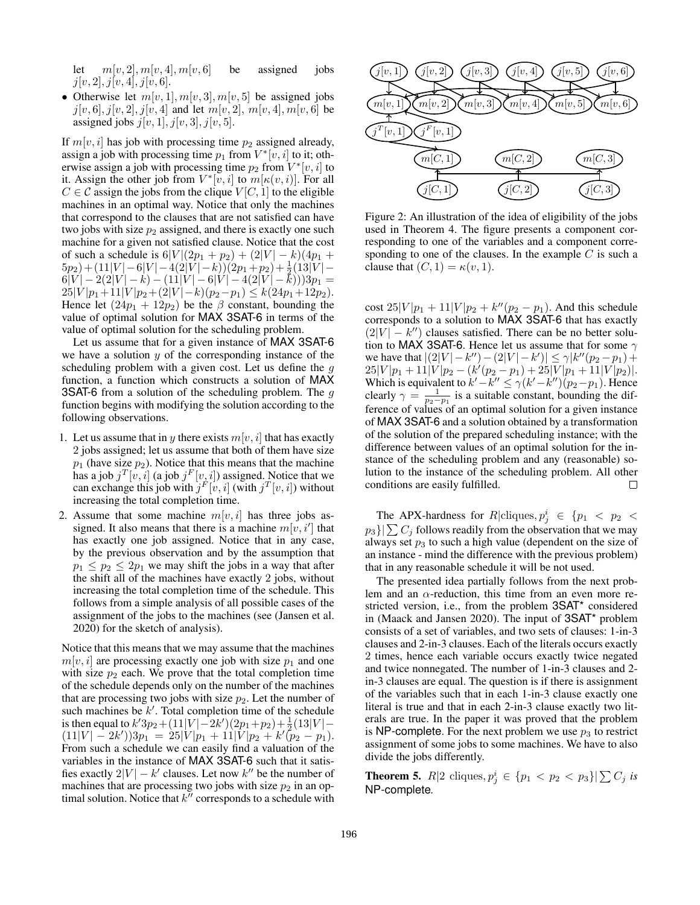let $m[v,2], m[v,4], m[v,6]$ be assigned jobs $j[v,2], j[v,4], j[v,6]$.

- Otherwise let $m[v,1], m[v,3], m[v,5]$ be assigned jobs $j[v,6], j[v,2], j[v,4]$ and let $m[v,2]$, $m[v,4], m[v,6]$ be assigned jobs $j[v,1], j[v,3], j[v,5]$.

If $m[v,i]$ has job with processing time $p_2$ assigned already, assign a job with processing time $p_1$ from $V^*[v,i]$ to it; otherwise assign a job with processing time $p_2$ from $V^*[v,i]$ to it. Assign the other job from $V^*[v,i]$ to $m[\kappa(v,i)]$. For all $C \in \mathcal{C}$ assign the jobs from the clique $V[C,1]$ to the eligible machines in an optimal way. Notice that only the machines that correspond to the clauses that are not satisfied can have two jobs with size $p_2$ assigned, and there is exactly one such machine for a given not satisfied clause. Notice that the cost of such a schedule is $6|V|(2p_1+p_2)+(2|V|-k)(4p_1+5p_2)+(11|V|-6|V|-4(2|V|-k))(2p_1+p_2)+\frac{1}{2}(13|V|-6|V|-2(2|V|-k)-(11|V|-6|V|-4(2|V|-k)))3p_1 = 25|V|p_1+11|V|p_2+(2|V|-k)(p_2-p_1) \leq k(24p_1+12p_2)$. Hence let $(24p_1+12p_2)$ be the $\beta$ constant, bounding the value of optimal solution for MAX 3SAT-6 in terms of the value of optimal solution for the scheduling problem.

Let us assume that for a given instance of MAX 3SAT-6 we have a solution $y$ of the corresponding instance of the scheduling problem with a given cost. Let us define the $g$ function, a function which constructs a solution of MAX 3SAT-6 from a solution of the scheduling problem. The $g$ function begins with modifying the solution according to the following observations.

1. Let us assume that in $y$ there exists $m[v,i]$ that has exactly 2 jobs assigned; let us assume that both of them have size $p_1$ (have size $p_2$). Notice that this means that the machine has a job $j^T[v,i]$ (a job $j^F[v,i]$) assigned. Notice that we can exchange this job with $j^F[v,i]$ (with $j^T[v,i]$) without increasing the total completion time.
2. Assume that some machine $m[v,i]$ has three jobs assigned. It also means that there is a machine $m[v,i']$ that has exactly one job assigned. Notice that in any case, by the previous observation and by the assumption that $p_1 \leq p_2 \leq 2p_1$ we may shift the jobs in a way that after the shift all of the machines have exactly 2 jobs, without increasing the total completion time of the schedule. This follows from a simple analysis of all possible cases of the assignment of the jobs to the machines (see (Jansen et al. 2020) for the sketch of analysis).

Notice that this means that we may assume that the machines $m[v,i]$ are processing exactly one job with size $p_1$ and one with size $p_2$ each. We prove that the total completion time of the schedule depends only on the number of the machines that are processing two jobs with size $p_2$. Let the number of such machines be $k'$. Total completion time of the schedule is then equal to $k'3p_2+(11|V|-2k')(2p_1+p_2)+\frac{1}{2}(13|V|-(11|V|-2k'))3p_1 = 25|V|p_1+11|V|p_2+k'(p_2-p_1)$. From such a schedule we can easily find a valuation of the variables in the instance of MAX 3SAT-6 such that it satisfies exactly $2|V|-k'$ clauses. Let now $k''$ be the number of machines that are processing two jobs with size $p_2$ in an optimal solution. Notice that $k''$ corresponds to a schedule with cost $25|V|p_1+11|V|p_2+k''(p_2-p_1)$. And this schedule corresponds to a solution to MAX 3SAT-6 that has exactly $(2|V|-k'')$ clauses satisfied. There can be no better solution to MAX 3SAT-6. Hence let us assume that for some $\gamma$ we have that $|(2|V|-k'')-(2|V|-k')| \leq \gamma|k''(p_2-p_1)+25|V|p_1+11|V|p_2-(k'(p_2-p_1)+25|V|p_1+11|V|p_2)|$. Which is equivalent to $k'-k'' \leq \gamma(k'-k'')(p_2-p_1)$. Hence clearly $\gamma = \frac{1}{p_2-p_1}$ is a suitable constant, bounding the difference of values of an optimal solution for a given instance of MAX 3SAT-6 and a solution obtained by a transformation of the solution of the prepared scheduling instance; with the difference between values of an optimal solution for the instance of the scheduling problem and any (reasonable) solution to the instance of the scheduling problem. All other conditions are easily fulfilled. □

Figure 2: An illustration of the idea of eligibility of the jobs used in Theorem 4. The figure presents a component corresponding to one of the variables and a component corresponding to one of the clauses. In the example $C$ is such a clause that $(C,1) = \kappa(v,1)$.

The APX-hardness for $R|\text{cliques}, p_j^i \in \{p_1 < p_2 < p_3\}|\sum C_j$ follows readily from the observation that we may always set $p_3$ to such a high value (dependent on the size of an instance - mind the difference with the previous problem) that in any reasonable schedule it will be not used.

The presented idea partially follows from the next problem and an $\alpha$-reduction, this time from an even more restricted version, i.e., from the problem 3SAT* considered in (Maack and Jansen 2020). The input of 3SAT* problem consists of a set of variables, and two sets of clauses: 1-in-3 clauses and 2-in-3 clauses. Each of the literals occurs exactly 2 times, hence each variable occurs exactly twice negated and twice nonnegated. The number of 1-in-3 clauses and 2-in-3 clauses are equal. The question is if there is assignment of the variables such that in each 1-in-3 clause exactly one literal is true and that in each 2-in-3 clause exactly two literals are true. In the paper it was proved that the problem is NP-complete. For the next problem we use $p_3$ to restrict assignment of some jobs to some machines. We have to also divide the jobs differently.

**Theorem 5.** *$R|2$ cliques$, p_j^i \in \{p_1 < p_2 < p_3\}|\sum C_j$ is* NP-complete.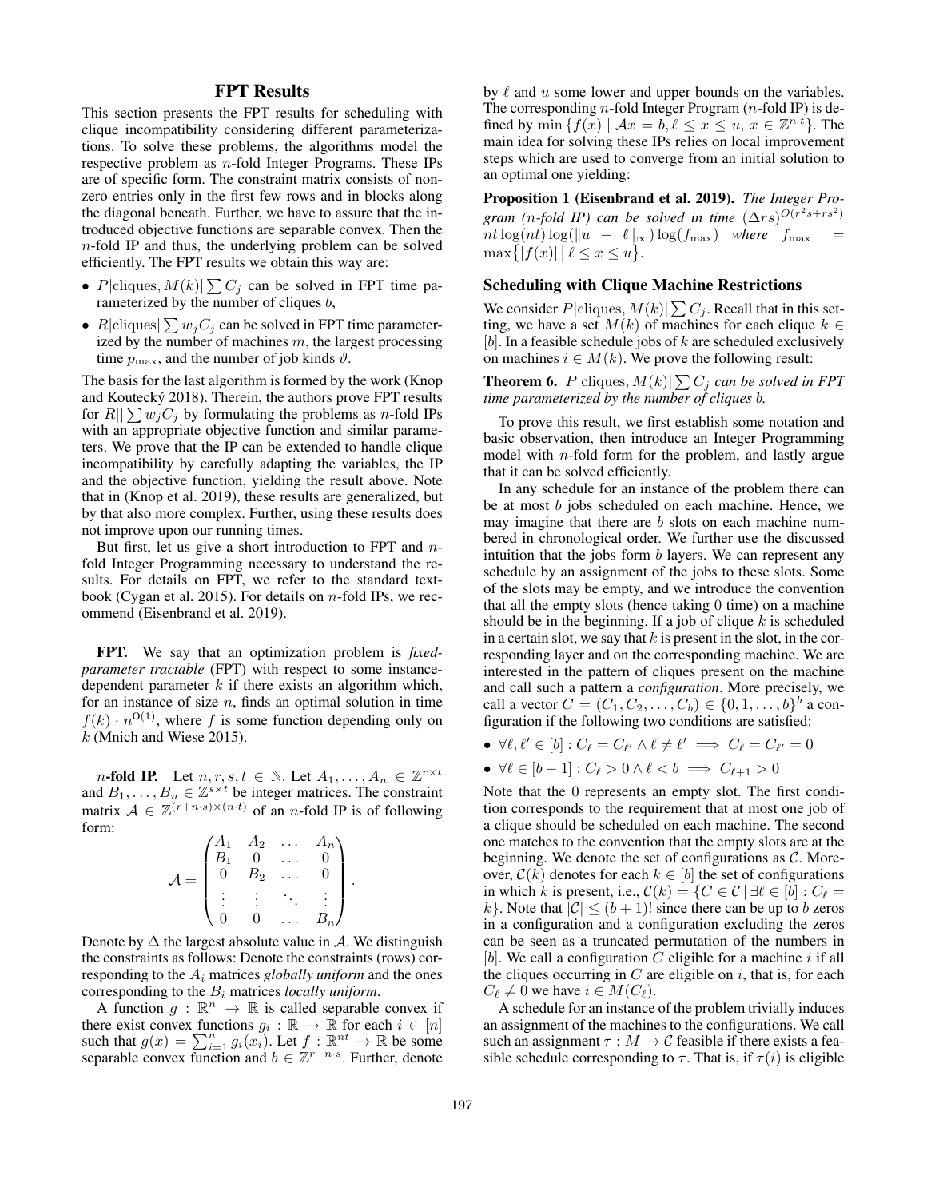## FPT Results

This section presents the FPT results for scheduling with clique incompatibility considering different parameterizations. To solve these problems, the algorithms model the respective problem as $n$-fold Integer Programs. These IPs are of specific form. The constraint matrix consists of non-zero entries only in the first few rows and in blocks along the diagonal beneath. Further, we have to assure that the introduced objective functions are separable convex. Then the $n$-fold IP and thus, the underlying problem can be solved efficiently. The FPT results we obtain this way are:

- $P|\text{cliques}, M(k)|\sum C_j$ can be solved in FPT time parameterized by the number of cliques $b$,
- $R|\text{cliques}|\sum w_j C_j$ can be solved in FPT time parameterized by the number of machines $m$, the largest processing time $p_{\max}$, and the number of job kinds $\vartheta$.

The basis for the last algorithm is formed by the work (Knop and Koutecký 2018). Therein, the authors prove FPT results for $R||\sum w_j C_j$ by formulating the problems as $n$-fold IPs with an appropriate objective function and similar parameters. We prove that the IP can be extended to handle clique incompatibility by carefully adapting the variables, the IP and the objective function, yielding the result above. Note that in (Knop et al. 2019), these results are generalized, but by that also more complex. Further, using these results does not improve upon our running times.

But first, let us give a short introduction to FPT and $n$-fold Integer Programming necessary to understand the results. For details on FPT, we refer to the standard textbook (Cygan et al. 2015). For details on $n$-fold IPs, we recommend (Eisenbrand et al. 2019).

**FPT.** We say that an optimization problem is *fixed-parameter tractable* (FPT) with respect to some instance-dependent parameter $k$ if there exists an algorithm which, for an instance of size $n$, finds an optimal solution in time $f(k) \cdot n^{\mathrm{O}(1)}$, where $f$ is some function depending only on $k$ (Mnich and Wiese 2015).

**$n$-fold IP.** Let $n, r, s, t \in \mathbb{N}$. Let $A_1, \dots, A_n \in \mathbb{Z}^{r \times t}$ and $B_1, \dots, B_n \in \mathbb{Z}^{s \times t}$ be integer matrices. The constraint matrix $\mathcal{A} \in \mathbb{Z}^{(r+n \cdot s) \times (n \cdot t)}$ of an $n$-fold IP is of following form:

$$\mathcal{A} = \begin{pmatrix} A_1 & A_2 & \dots & A_n \\ B_1 & 0 & \dots & 0 \\ 0 & B_2 & \dots & 0 \\ \vdots & \vdots & \ddots & \vdots \\ 0 & 0 & \dots & B_n \end{pmatrix}.$$

Denote by $\Delta$ the largest absolute value in $\mathcal{A}$. We distinguish the constraints as follows: Denote the constraints (rows) corresponding to the $A_i$ matrices *globally uniform* and the ones corresponding to the $B_i$ matrices *locally uniform*.

A function $g : \mathbb{R}^n \to \mathbb{R}$ is called separable convex if there exist convex functions $g_i : \mathbb{R} \to \mathbb{R}$ for each $i \in [n]$ such that $g(x) = \sum_{i=1}^n g_i(x_i)$. Let $f : \mathbb{R}^{nt} \to \mathbb{R}$ be some separable convex function and $b \in \mathbb{Z}^{r+n \cdot s}$. Further, denote by $\ell$ and $u$ some lower and upper bounds on the variables. The corresponding $n$-fold Integer Program ($n$-fold IP) is defined by $\min\{f(x) \mid \mathcal{A}x = b, \ell \le x \le u, x \in \mathbb{Z}^{n \cdot t}\}$. The main idea for solving these IPs relies on local improvement steps which are used to converge from an initial solution to an optimal one yielding:

**Proposition 1 (Eisenbrand et al. 2019).** *The Integer Program ($n$-fold IP) can be solved in time $(\Delta rs)^{O(r^2 s + rs^2)} nt \log(nt) \log(\|u - \ell\|_\infty) \log(f_{\max})$ where $f_{\max} = \max\{|f(x)| \mid \ell \le x \le u\}$.*

### Scheduling with Clique Machine Restrictions

We consider $P|\text{cliques}, M(k)|\sum C_j$. Recall that in this setting, we have a set $M(k)$ of machines for each clique $k \in [b]$. In a feasible schedule jobs of $k$ are scheduled exclusively on machines $i \in M(k)$. We prove the following result:

**Theorem 6.** *$P|\text{cliques}, M(k)|\sum C_j$ can be solved in FPT time parameterized by the number of cliques $b$.*

To prove this result, we first establish some notation and basic observation, then introduce an Integer Programming model with $n$-fold form for the problem, and lastly argue that it can be solved efficiently.

In any schedule for an instance of the problem there can be at most $b$ jobs scheduled on each machine. Hence, we may imagine that there are $b$ slots on each machine numbered in chronological order. We further use the discussed intuition that the jobs form $b$ layers. We can represent any schedule by an assignment of the jobs to these slots. Some of the slots may be empty, and we introduce the convention that all the empty slots (hence taking 0 time) on a machine should be in the beginning. If a job of clique $k$ is scheduled in a certain slot, we say that $k$ is present in the slot, in the corresponding layer and on the corresponding machine. We are interested in the pattern of cliques present on the machine and call such a pattern a *configuration*. More precisely, we call a vector $C = (C_1, C_2, \dots, C_b) \in \{0, 1, \dots, b\}^b$ a configuration if the following two conditions are satisfied:

- $\forall \ell, \ell' \in [b] : C_\ell = C_{\ell'} \wedge \ell \ne \ell' \implies C_\ell = C_{\ell'} = 0$
- $\forall \ell \in [b-1] : C_\ell > 0 \wedge \ell < b \implies C_{\ell+1} > 0$

Note that the 0 represents an empty slot. The first condition corresponds to the requirement that at most one job of a clique should be scheduled on each machine. The second one matches to the convention that the empty slots are at the beginning. We denote the set of configurations as $\mathcal{C}$. Moreover, $\mathcal{C}(k)$ denotes for each $k \in [b]$ the set of configurations in which $k$ is present, i.e., $\mathcal{C}(k) = \{C \in \mathcal{C} \mid \exists \ell \in [b] : C_\ell = k\}$. Note that $|\mathcal{C}| \le (b+1)!$ since there can be up to $b$ zeros in a configuration and a configuration excluding the zeros can be seen as a truncated permutation of the numbers in $[b]$. We call a configuration $C$ eligible for a machine $i$ if all the cliques occurring in $C$ are eligible on $i$, that is, for each $C_\ell \ne 0$ we have $i \in M(C_\ell)$.

A schedule for an instance of the problem trivially induces an assignment of the machines to the configurations. We call such an assignment $\tau : M \to \mathcal{C}$ feasible if there exists a feasible schedule corresponding to $\tau$. That is, if $\tau(i)$ is eligible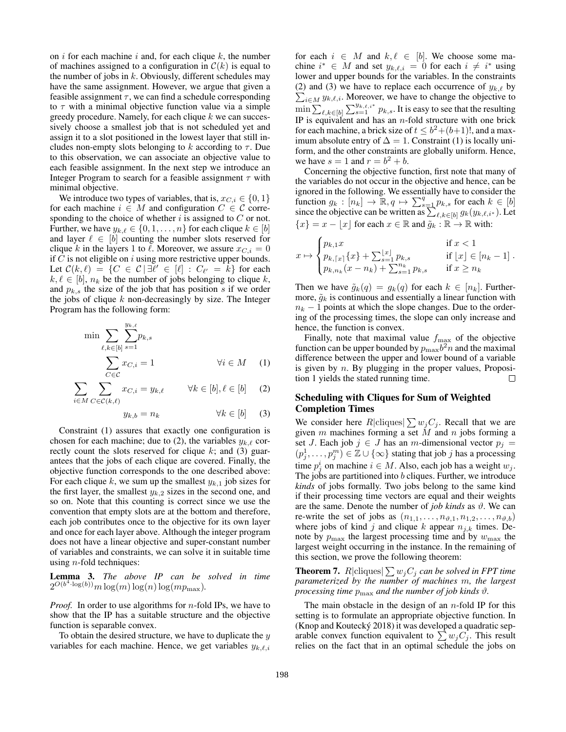on $i$ for each machine $i$ and, for each clique $k$, the number of machines assigned to a configuration in $\mathcal{C}(k)$ is equal to the number of jobs in $k$. Obviously, different schedules may have the same assignment. However, we argue that given a feasible assignment $\tau$, we can find a schedule corresponding to $\tau$ with a minimal objective function value via a simple greedy procedure. Namely, for each clique $k$ we can successively choose a smallest job that is not scheduled yet and assign it to a slot positioned in the lowest layer that still includes non-empty slots belonging to $k$ according to $\tau$. Due to this observation, we can associate an objective value to each feasible assignment. In the next step we introduce an Integer Program to search for a feasible assignment $\tau$ with minimal objective.

We introduce two types of variables, that is, $x_{C,i} \in \{0, 1\}$ for each machine $i \in M$ and configuration $C \in \mathcal{C}$ corresponding to the choice of whether $i$ is assigned to $C$ or not. Further, we have $y_{k,\ell} \in \{0, 1, \dots, n\}$ for each clique $k \in [b]$ and layer $\ell \in [b]$ counting the number slots reserved for clique $k$ in the layers 1 to $\ell$. Moreover, we assure $x_{C,i} = 0$ if $C$ is not eligible on $i$ using more restrictive upper bounds. Let $\mathcal{C}(k, \ell) = \{C \in \mathcal{C} \mid \exists \ell' \in [\ell] : C_{\ell'} = k\}$ for each $k, \ell \in [b]$, $n_k$ be the number of jobs belonging to clique $k$, and $p_{k,s}$ the size of the job that has position $s$ if we order the jobs of clique $k$ non-decreasingly by size. The Integer Program has the following form:

$$\min \sum_{\ell,k \in [b]} \sum_{s=1}^{y_{k,\ell}} p_{k,s}$$

$$\sum_{C \in \mathcal{C}} x_{C,i} = 1 \qquad \forall i \in M \quad (1)$$

$$\sum_{i \in M} \sum_{C \in \mathcal{C}(k,\ell)} x_{C,i} = y_{k,\ell} \qquad \forall k \in [b], \ell \in [b] \quad (2)$$

$$y_{k,b} = n_k \qquad \forall k \in [b] \quad (3)$$

Constraint (1) assures that exactly one configuration is chosen for each machine; due to (2), the variables $y_{k,\ell}$ correctly count the slots reserved for clique $k$; and (3) guarantees that the jobs of each clique are covered. Finally, the objective function corresponds to the one described above: For each clique $k$, we sum up the smallest $y_{k,1}$ job sizes for the first layer, the smallest $y_{k,2}$ sizes in the second one, and so on. Note that this counting is correct since we use the convention that empty slots are at the bottom and therefore, each job contributes once to the objective for its own layer and once for each layer above. Although the integer program does not have a linear objective and super-constant number of variables and constraints, we can solve it in suitable time using $n$-fold techniques:

**Lemma 3.** *The above IP can be solved in time* $2^{O(b^4 \cdot \log(b))} m \log(m) \log(n) \log(m p_{\max})$.

*Proof.* In order to use algorithms for $n$-fold IPs, we have to show that the IP has a suitable structure and the objective function is separable convex.

To obtain the desired structure, we have to duplicate the $y$ variables for each machine. Hence, we get variables $y_{k,\ell,i}$ for each $i \in M$ and $k, \ell \in [b]$. We choose some machine $i^* \in M$ and set $y_{k,\ell,i} = 0$ for each $i \neq i^*$ using lower and upper bounds for the variables. In the constraints (2) and (3) we have to replace each occurrence of $y_{k,\ell}$ by $\sum_{i \in M} y_{k,\ell,i}$. Moreover, we have to change the objective to $\min \sum_{\ell,k \in [b]} \sum_{s=1}^{y_{k,\ell,i^*}} p_{k,s}$. It is easy to see that the resulting IP is equivalent and has an $n$-fold structure with one brick for each machine, a brick size of $t \leq b^2 + (b+1)!$, and a maximum absolute entry of $\Delta = 1$. Constraint (1) is locally uniform, and the other constraints are globally uniform. Hence, we have $s = 1$ and $r = b^2 + b$.

Concerning the objective function, first note that many of the variables do not occur in the objective and hence, can be ignored in the following. We essentially have to consider the function $g_k : [n_k] \to \mathbb{R}, q \mapsto \sum_{s=1}^{q} p_{k,s}$ for each $k \in [b]$ since the objective can be written as $\sum_{\ell,k \in [b]} g_k(y_{k,\ell,i^*})$. Let $\{x\} = x - \lfloor x \rfloor$ for each $x \in \mathbb{R}$ and $\tilde{g}_k : \mathbb{R} \to \mathbb{R}$ with:

$$x \mapsto \begin{cases} p_{k,1} x & \text{if } x < 1 \\ p_{k,\lceil x \rceil} \{x\} + \sum_{s=1}^{\lfloor x \rfloor} p_{k,s} & \text{if } \lfloor x \rfloor \in [n_k - 1] \\ p_{k,n_k}(x - n_k) + \sum_{s=1}^{n_k} p_{k,s} & \text{if } x \geq n_k \end{cases} .$$

Then we have $\tilde{g}_k(q) = g_k(q)$ for each $k \in [n_k]$. Furthermore, $\tilde{g}_k$ is continuous and essentially a linear function with $n_k - 1$ points at which the slope changes. Due to the ordering of the processing times, the slope can only increase and hence, the function is convex.

Finally, note that maximal value $f_{\max}$ of the objective function can be upper bounded by $p_{\max} b^2 n$ and the maximal difference between the upper and lower bound of a variable is given by $n$. By plugging in the proper values, Proposition 1 yields the stated running time. ☐

### Scheduling with Cliques for Sum of Weighted Completion Times

We consider here $R|\text{cliques}|\sum w_j C_j$. Recall that we are given $m$ machines forming a set $M$ and $n$ jobs forming a set $J$. Each job $j \in J$ has an $m$-dimensional vector $p_j = (p_j^1, \dots, p_j^m) \in \mathbb{Z} \cup \{\infty\}$ stating that job $j$ has a processing time $p_j^i$ on machine $i \in M$. Also, each job has a weight $w_j$. The jobs are partitioned into $b$ cliques. Further, we introduce *kinds* of jobs formally. Two jobs belong to the same kind if their processing time vectors are equal and their weights are the same. Denote the number of *job kinds* as $\vartheta$. We can re-write the set of jobs as $(n_{1,1}, \dots, n_{\vartheta,1}, n_{1,2}, \dots, n_{\vartheta,b})$ where jobs of kind $j$ and clique $k$ appear $n_{j,k}$ times. Denote by $p_{\max}$ the largest processing time and by $w_{\max}$ the largest weight occurring in the instance. In the remaining of this section, we prove the following theorem:

**Theorem 7.** $R|\text{cliques}|\sum w_j C_j$ *can be solved in FPT time parameterized by the number of machines* $m$*, the largest processing time* $p_{\max}$ *and the number of job kinds* $\vartheta$.

The main obstacle in the design of an $n$-fold IP for this setting is to formulate an appropriate objective function. In (Knop and Koutecký 2018) it was developed a quadratic separable convex function equivalent to $\sum w_j C_j$. This result relies on the fact that in an optimal schedule the jobs on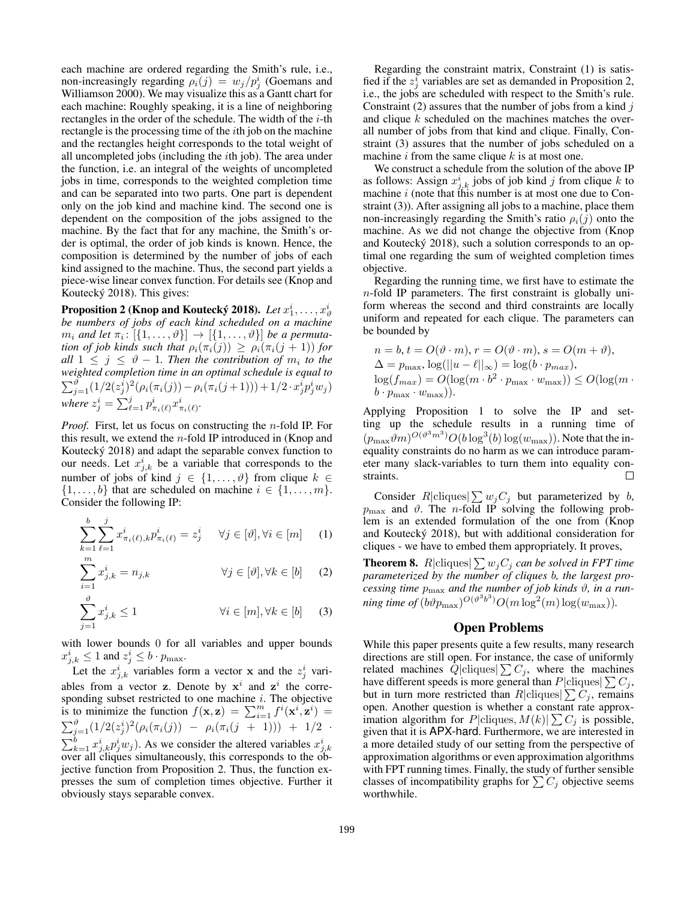each machine are ordered regarding the Smith's rule, i.e., non-increasingly regarding $\rho_i(j) = w_j/p^i_j$ (Goemans and Williamson 2000). We may visualize this as a Gantt chart for each machine: Roughly speaking, it is a line of neighboring rectangles in the order of the schedule. The width of the $i$-th rectangle is the processing time of the $i$th job on the machine and the rectangles height corresponds to the total weight of all uncompleted jobs (including the $i$th job). The area under the function, i.e. an integral of the weights of uncompleted jobs in time, corresponds to the weighted completion time and can be separated into two parts. One part is dependent only on the job kind and machine kind. The second one is dependent on the composition of the jobs assigned to the machine. By the fact that for any machine, the Smith's order is optimal, the order of job kinds is known. Hence, the composition is determined by the number of jobs of each kind assigned to the machine. Thus, the second part yields a piece-wise linear convex function. For details see (Knop and Koutecký 2018). This gives:

**Proposition 2 (Knop and Koutecký 2018).** *Let $x^i_1, \ldots, x^i_\vartheta$ be numbers of jobs of each kind scheduled on a machine $m_i$ and let $\pi_i\colon [\{1,\ldots,\vartheta\}] \to [\{1,\ldots,\vartheta\}]$ be a permutation of job kinds such that $\rho_i(\pi_i(j)) \geq \rho_i(\pi_i(j+1))$ for all $1 \leq j \leq \vartheta - 1$. Then the contribution of $m_i$ to the weighted completion time in an optimal schedule is equal to $\sum_{j=1}^{\vartheta}(1/2(z^i_j)^2(\rho_i(\pi_i(j)) - \rho_i(\pi_i(j+1))) + 1/2 \cdot x^i_j p^i_j w_j)$ where $z^i_j = \sum_{\ell=1}^{j} p^i_{\pi_i(\ell)} x^i_{\pi_i(\ell)}$.*

*Proof.* First, let us focus on constructing the $n$-fold IP. For this result, we extend the $n$-fold IP introduced in (Knop and Koutecký 2018) and adapt the separable convex function to our needs. Let $x^i_{j,k}$ be a variable that corresponds to the number of jobs of kind $j \in \{1,\ldots,\vartheta\}$ from clique $k \in \{1,\ldots,b\}$ that are scheduled on machine $i \in \{1,\ldots,m\}$. Consider the following IP:

$$\sum_{k=1}^{b}\sum_{\ell=1}^{j} x^i_{\pi_i(\ell),k} p^i_{\pi_i(\ell)} = z^i_j \quad \forall j \in [\vartheta], \forall i \in [m] \quad (1)$$

$$\sum_{i=1}^{m} x^i_{j,k} = n_{j,k} \quad \forall j \in [\vartheta], \forall k \in [b] \quad (2)$$

$$\sum_{j=1}^{\vartheta} x^i_{j,k} \leq 1 \quad \forall i \in [m], \forall k \in [b] \quad (3)$$

with lower bounds 0 for all variables and upper bounds $x^i_{j,k} \leq 1$ and $z^i_j \leq b \cdot p_{\max}$.

Let the $x^i_{j,k}$ variables form a vector $\mathbf{x}$ and the $z^i_j$ variables from a vector $\mathbf{z}$. Denote by $\mathbf{x}^i$ and $\mathbf{z}^i$ the corresponding subset restricted to one machine $i$. The objective is to minimize the function $f(\mathbf{x},\mathbf{z}) = \sum_{i=1}^{m} f^i(\mathbf{x}^i,\mathbf{z}^i) = \sum_{j=1}^{\vartheta}(1/2(z^i_j)^2(\rho_i(\pi_i(j)) - \rho_i(\pi_i(j+1))) + 1/2 \cdot \sum_{k=1}^{b} x^i_{j,k} p^i_j w_j)$. As we consider the altered variables $x^i_{j,k}$ over all cliques simultaneously, this corresponds to the objective function from Proposition 2. Thus, the function expresses the sum of completion times objective. Further it obviously stays separable convex.

Regarding the constraint matrix, Constraint (1) is satisfied if the $z^i_j$ variables are set as demanded in Proposition 2, i.e., the jobs are scheduled with respect to the Smith's rule. Constraint (2) assures that the number of jobs from a kind $j$ and clique $k$ scheduled on the machines matches the overall number of jobs from that kind and clique. Finally, Constraint (3) assures that the number of jobs scheduled on a machine $i$ from the same clique $k$ is at most one.

We construct a schedule from the solution of the above IP as follows: Assign $x^i_{j,k}$ jobs of job kind $j$ from clique $k$ to machine $i$ (note that this number is at most one due to Constraint (3)). After assigning all jobs to a machine, place them non-increasingly regarding the Smith's ratio $\rho_i(j)$ onto the machine. As we did not change the objective from (Knop and Koutecký 2018), such a solution corresponds to an optimal one regarding the sum of weighted completion times objective.

Regarding the running time, we first have to estimate the $n$-fold IP parameters. The first constraint is globally uniform whereas the second and third constraints are locally uniform and repeated for each clique. The parameters can be bounded by

$n = b$, $t = O(\vartheta \cdot m)$, $r = O(\vartheta \cdot m)$, $s = O(m + \vartheta)$,
$\Delta = p_{\max}$, $\log(||u - \ell||_\infty) = \log(b \cdot p_{max})$,
$\log(f_{max}) = O(\log(m \cdot b^2 \cdot p_{\max} \cdot w_{\max})) \leq O(\log(m \cdot b \cdot p_{\max} \cdot w_{\max}))$.

Applying Proposition 1 to solve the IP and setting up the schedule results in a running time of $(p_{\max}\vartheta m)^{O(\vartheta^3 m^3)} O(b \log^3(b) \log(w_{\max}))$. Note that the inequality constraints do no harm as we can introduce parameter many slack-variables to turn them into equality constraints. $\square$

Consider $R|\text{cliques}|\sum w_j C_j$ but parameterized by $b$, $p_{\max}$ and $\vartheta$. The $n$-fold IP solving the following problem is an extended formulation of the one from (Knop and Koutecký 2018), but with additional consideration for cliques - we have to embed them appropriately. It proves,

**Theorem 8.** *$R|\text{cliques}|\sum w_j C_j$ can be solved in FPT time parameterized by the number of cliques $b$, the largest processing time $p_{\max}$ and the number of job kinds $\vartheta$, in a running time of $(b\vartheta p_{\max})^{O(\vartheta^3 b^3)} O(m \log^2(m) \log(w_{\max}))$.*

## Open Problems

While this paper presents quite a few results, many research directions are still open. For instance, the case of uniformly related machines $Q|\text{cliques}|\sum C_j$, where the machines have different speeds is more general than $P|\text{cliques}|\sum C_j$, but in turn more restricted than $R|\text{cliques}|\sum C_j$, remains open. Another question is whether a constant rate approximation algorithm for $P|\text{cliques}, M(k)|\sum C_j$ is possible, given that it is APX-hard. Furthermore, we are interested in a more detailed study of our setting from the perspective of approximation algorithms or even approximation algorithms with FPT running times. Finally, the study of further sensible classes of incompatibility graphs for $\sum C_j$ objective seems worthwhile.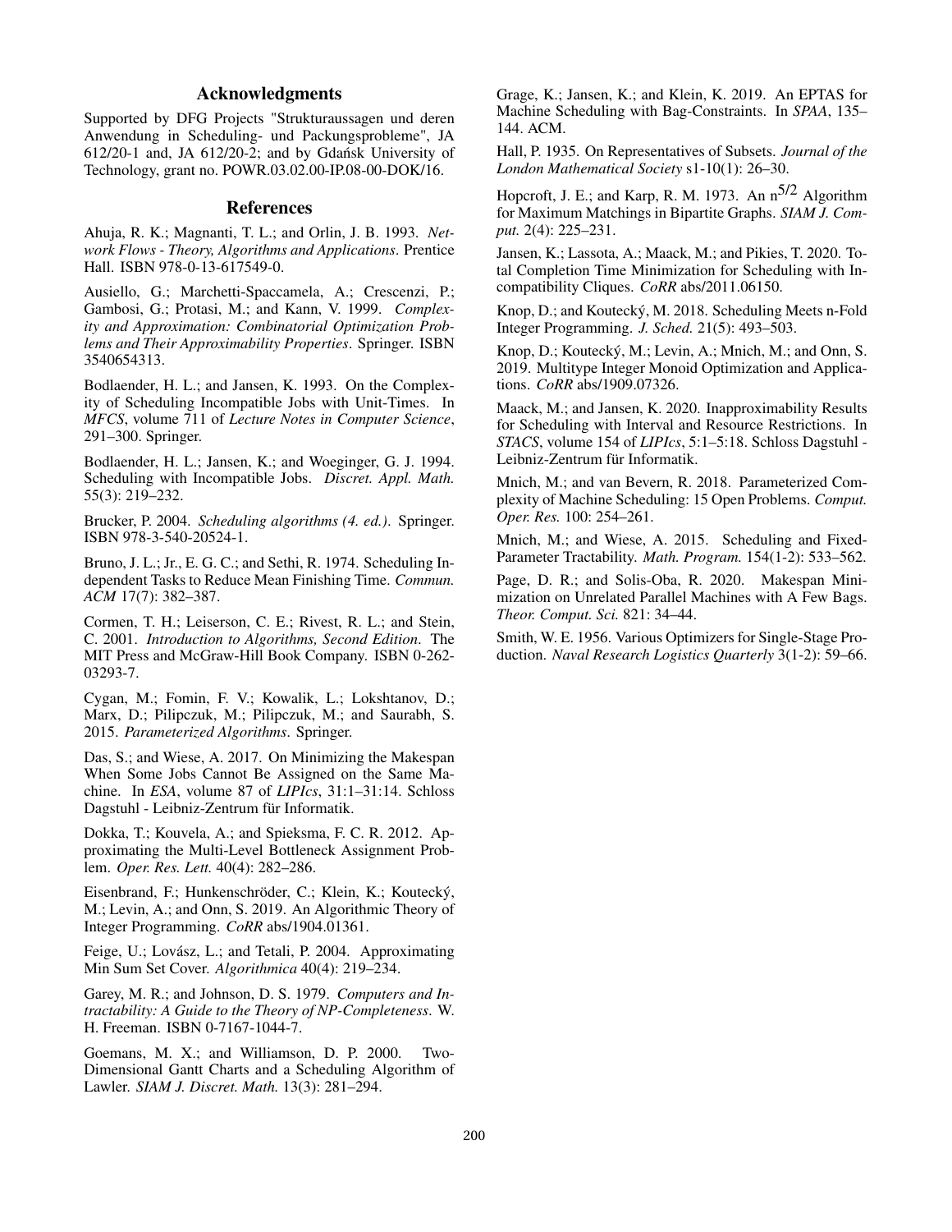## Acknowledgments

Supported by DFG Projects "Strukturaussagen und deren Anwendung in Scheduling- und Packungsprobleme", JA 612/20-1 and, JA 612/20-2; and by Gdańsk University of Technology, grant no. POWR.03.02.00-IP.08-00-DOK/16.

## References

Ahuja, R. K.; Magnanti, T. L.; and Orlin, J. B. 1993. *Network Flows - Theory, Algorithms and Applications*. Prentice Hall. ISBN 978-0-13-617549-0.

Ausiello, G.; Marchetti-Spaccamela, A.; Crescenzi, P.; Gambosi, G.; Protasi, M.; and Kann, V. 1999. *Complexity and Approximation: Combinatorial Optimization Problems and Their Approximability Properties*. Springer. ISBN 3540654313.

Bodlaender, H. L.; and Jansen, K. 1993. On the Complexity of Scheduling Incompatible Jobs with Unit-Times. In *MFCS*, volume 711 of *Lecture Notes in Computer Science*, 291–300. Springer.

Bodlaender, H. L.; Jansen, K.; and Woeginger, G. J. 1994. Scheduling with Incompatible Jobs. *Discret. Appl. Math.* 55(3): 219–232.

Brucker, P. 2004. *Scheduling algorithms (4. ed.)*. Springer. ISBN 978-3-540-20524-1.

Bruno, J. L.; Jr., E. G. C.; and Sethi, R. 1974. Scheduling Independent Tasks to Reduce Mean Finishing Time. *Commun. ACM* 17(7): 382–387.

Cormen, T. H.; Leiserson, C. E.; Rivest, R. L.; and Stein, C. 2001. *Introduction to Algorithms, Second Edition*. The MIT Press and McGraw-Hill Book Company. ISBN 0-262-03293-7.

Cygan, M.; Fomin, F. V.; Kowalik, L.; Lokshtanov, D.; Marx, D.; Pilipczuk, M.; Pilipczuk, M.; and Saurabh, S. 2015. *Parameterized Algorithms*. Springer.

Das, S.; and Wiese, A. 2017. On Minimizing the Makespan When Some Jobs Cannot Be Assigned on the Same Machine. In *ESA*, volume 87 of *LIPIcs*, 31:1–31:14. Schloss Dagstuhl - Leibniz-Zentrum für Informatik.

Dokka, T.; Kouvela, A.; and Spieksma, F. C. R. 2012. Approximating the Multi-Level Bottleneck Assignment Problem. *Oper. Res. Lett.* 40(4): 282–286.

Eisenbrand, F.; Hunkenschröder, C.; Klein, K.; Koutecký, M.; Levin, A.; and Onn, S. 2019. An Algorithmic Theory of Integer Programming. *CoRR* abs/1904.01361.

Feige, U.; Lovász, L.; and Tetali, P. 2004. Approximating Min Sum Set Cover. *Algorithmica* 40(4): 219–234.

Garey, M. R.; and Johnson, D. S. 1979. *Computers and Intractability: A Guide to the Theory of NP-Completeness*. W. H. Freeman. ISBN 0-7167-1044-7.

Goemans, M. X.; and Williamson, D. P. 2000. Two-Dimensional Gantt Charts and a Scheduling Algorithm of Lawler. *SIAM J. Discret. Math.* 13(3): 281–294.

Grage, K.; Jansen, K.; and Klein, K. 2019. An EPTAS for Machine Scheduling with Bag-Constraints. In *SPAA*, 135–144. ACM.

Hall, P. 1935. On Representatives of Subsets. *Journal of the London Mathematical Society* s1-10(1): 26–30.

Hopcroft, J. E.; and Karp, R. M. 1973. An $n^{5/2}$ Algorithm for Maximum Matchings in Bipartite Graphs. *SIAM J. Comput.* 2(4): 225–231.

Jansen, K.; Lassota, A.; Maack, M.; and Pikies, T. 2020. Total Completion Time Minimization for Scheduling with Incompatibility Cliques. *CoRR* abs/2011.06150.

Knop, D.; and Koutecký, M. 2018. Scheduling Meets n-Fold Integer Programming. *J. Sched.* 21(5): 493–503.

Knop, D.; Koutecký, M.; Levin, A.; Mnich, M.; and Onn, S. 2019. Multitype Integer Monoid Optimization and Applications. *CoRR* abs/1909.07326.

Maack, M.; and Jansen, K. 2020. Inapproximability Results for Scheduling with Interval and Resource Restrictions. In *STACS*, volume 154 of *LIPIcs*, 5:1–5:18. Schloss Dagstuhl - Leibniz-Zentrum für Informatik.

Mnich, M.; and van Bevern, R. 2018. Parameterized Complexity of Machine Scheduling: 15 Open Problems. *Comput. Oper. Res.* 100: 254–261.

Mnich, M.; and Wiese, A. 2015. Scheduling and Fixed-Parameter Tractability. *Math. Program.* 154(1-2): 533–562.

Page, D. R.; and Solis-Oba, R. 2020. Makespan Minimization on Unrelated Parallel Machines with A Few Bags. *Theor. Comput. Sci.* 821: 34–44.

Smith, W. E. 1956. Various Optimizers for Single-Stage Production. *Naval Research Logistics Quarterly* 3(1-2): 59–66.